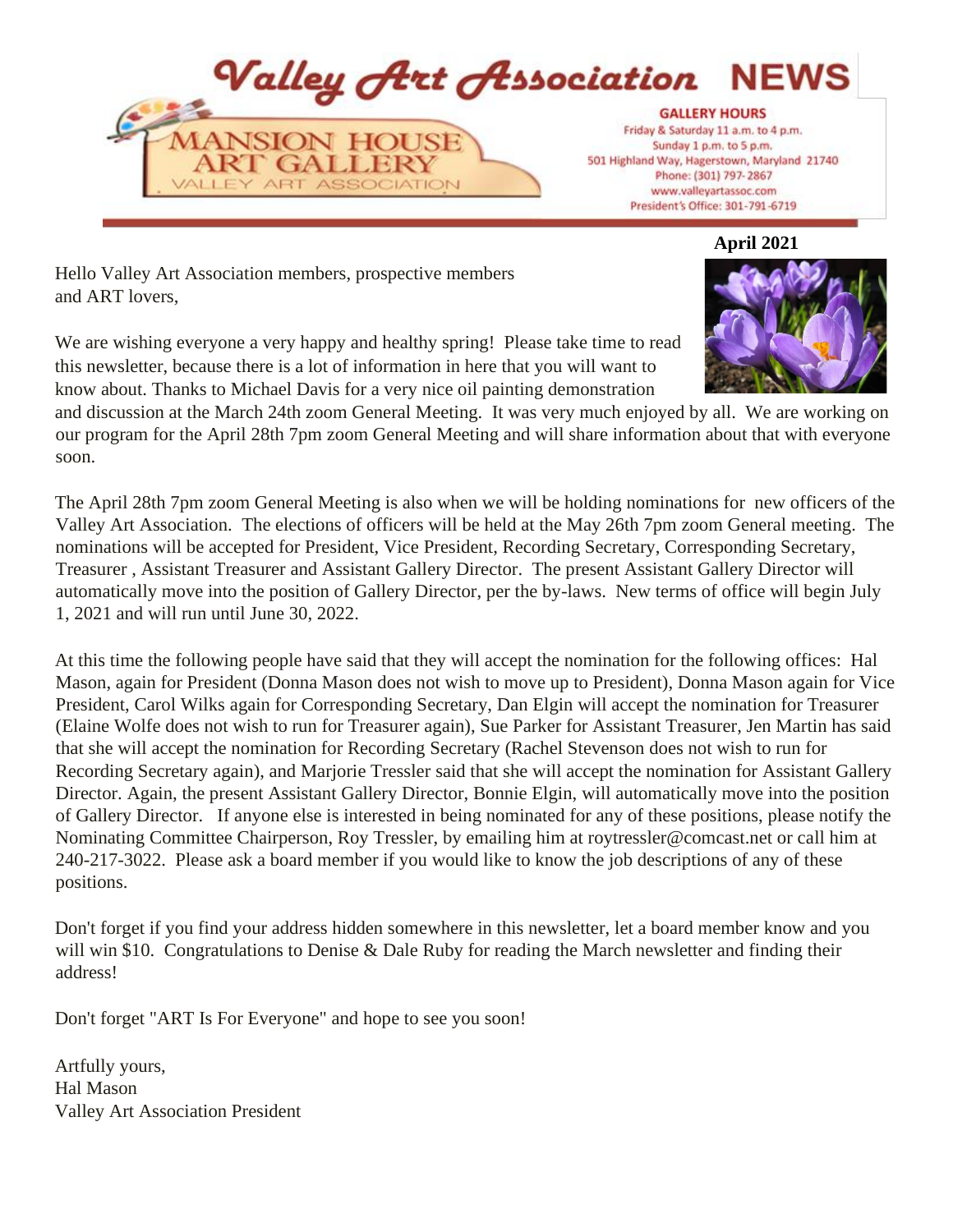# Valley Art Association NEWS

MANSION HOUSE ART GALLERY
VALLEY ART ASSOCIATION

**GALLERY HOURS**
Friday & Saturday 11 a.m. to 4 p.m.
Sunday 1 p.m. to 5 p.m.
501 Highland Way, Hagerstown, Maryland 21740
Phone: (301) 797-2867
www.valleyartassoc.com
President's Office: 301-791-6719

**April 2021**

Hello Valley Art Association members, prospective members and ART lovers,

We are wishing everyone a very happy and healthy spring! Please take time to read this newsletter, because there is a lot of information in here that you will want to know about. Thanks to Michael Davis for a very nice oil painting demonstration and discussion at the March 24th zoom General Meeting. It was very much enjoyed by all. We are working on our program for the April 28th 7pm zoom General Meeting and will share information about that with everyone soon.

The April 28th 7pm zoom General Meeting is also when we will be holding nominations for new officers of the Valley Art Association. The elections of officers will be held at the May 26th 7pm zoom General meeting. The nominations will be accepted for President, Vice President, Recording Secretary, Corresponding Secretary, Treasurer , Assistant Treasurer and Assistant Gallery Director. The present Assistant Gallery Director will automatically move into the position of Gallery Director, per the by-laws. New terms of office will begin July 1, 2021 and will run until June 30, 2022.

At this time the following people have said that they will accept the nomination for the following offices: Hal Mason, again for President (Donna Mason does not wish to move up to President), Donna Mason again for Vice President, Carol Wilks again for Corresponding Secretary, Dan Elgin will accept the nomination for Treasurer (Elaine Wolfe does not wish to run for Treasurer again), Sue Parker for Assistant Treasurer, Jen Martin has said that she will accept the nomination for Recording Secretary (Rachel Stevenson does not wish to run for Recording Secretary again), and Marjorie Tressler said that she will accept the nomination for Assistant Gallery Director. Again, the present Assistant Gallery Director, Bonnie Elgin, will automatically move into the position of Gallery Director. If anyone else is interested in being nominated for any of these positions, please notify the Nominating Committee Chairperson, Roy Tressler, by emailing him at roytressler@comcast.net or call him at 240-217-3022. Please ask a board member if you would like to know the job descriptions of any of these positions.

Don't forget if you find your address hidden somewhere in this newsletter, let a board member know and you will win $10. Congratulations to Denise & Dale Ruby for reading the March newsletter and finding their address!

Don't forget "ART Is For Everyone" and hope to see you soon!

Artfully yours,
Hal Mason
Valley Art Association President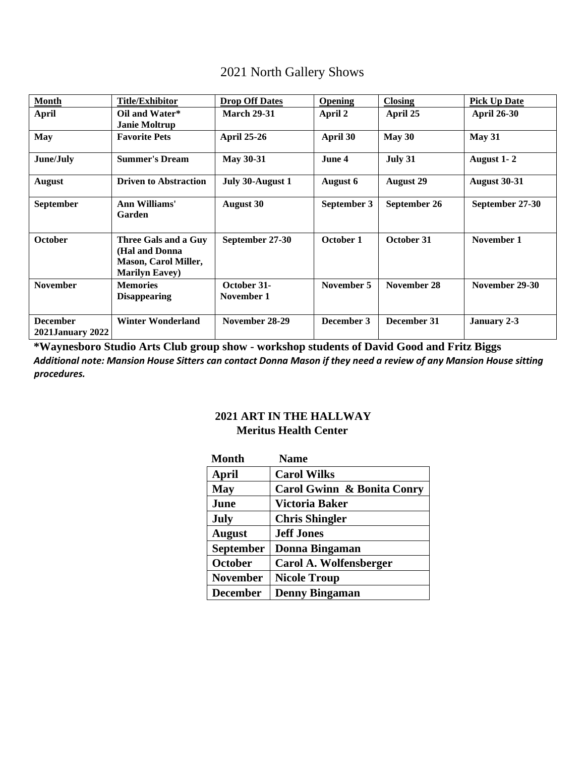# 2021 North Gallery Shows

| Month | Title/Exhibitor | Drop Off Dates | Opening | Closing | Pick Up Date |
|---|---|---|---|---|---|
| **April** | **Oil and Water* Janie Moltrup** | **March 29-31** | **April 2** | **April 25** | **April 26-30** |
| **May** | **Favorite Pets** | **April 25-26** | **April 30** | **May 30** | **May 31** |
| **June/July** | **Summer's Dream** | **May 30-31** | **June 4** | **July 31** | **August 1- 2** |
| **August** | **Driven to Abstraction** | **July 30-August 1** | **August 6** | **August 29** | **August 30-31** |
| **September** | **Ann Williams' Garden** | **August 30** | **September 3** | **September 26** | **September 27-30** |
| **October** | **Three Gals and a Guy (Hal and Donna Mason, Carol Miller, Marilyn Eavey)** | **September 27-30** | **October 1** | **October 31** | **November 1** |
| **November** | **Memories Disappearing** | **October 31-November 1** | **November 5** | **November 28** | **November 29-30** |
| **December 2021January 2022** | **Winter Wonderland** | **November 28-29** | **December 3** | **December 31** | **January 2-3** |

**\*Waynesboro Studio Arts Club group show - workshop students of David Good and Fritz Biggs**

***Additional note: Mansion House Sitters can contact Donna Mason if they need a review of any Mansion House sitting procedures.***

## 2021 ART IN THE HALLWAY
## Meritus Health Center

| Month | Name |
|---|---|
| **April** | **Carol Wilks** |
| **May** | **Carol Gwinn & Bonita Conry** |
| **June** | **Victoria Baker** |
| **July** | **Chris Shingler** |
| **August** | **Jeff Jones** |
| **September** | **Donna Bingaman** |
| **October** | **Carol A. Wolfensberger** |
| **November** | **Nicole Troup** |
| **December** | **Denny Bingaman** |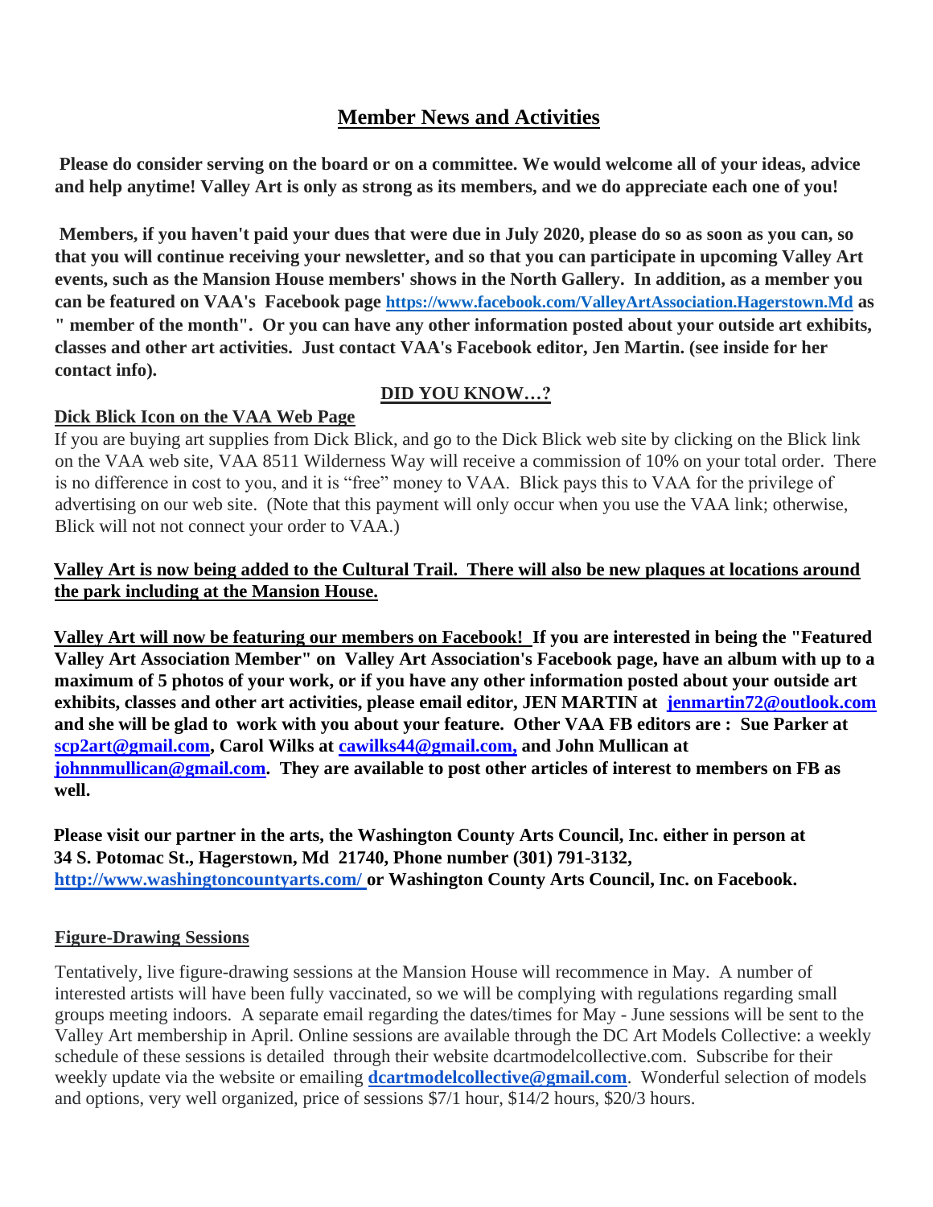## Member News and Activities

**Please do consider serving on the board or on a committee. We would welcome all of your ideas, advice and help anytime! Valley Art is only as strong as its members, and we do appreciate each one of you!**

**Members, if you haven't paid your dues that were due in July 2020, please do so as soon as you can, so that you will continue receiving your newsletter, and so that you can participate in upcoming Valley Art events, such as the Mansion House members' shows in the North Gallery. In addition, as a member you can be featured on VAA's Facebook page https://www.facebook.com/ValleyArtAssociation.Hagerstown.Md as " member of the month". Or you can have any other information posted about your outside art exhibits, classes and other art activities. Just contact VAA's Facebook editor, Jen Martin. (see inside for her contact info).**

### DID YOU KNOW…?

**Dick Blick Icon on the VAA Web Page**

If you are buying art supplies from Dick Blick, and go to the Dick Blick web site by clicking on the Blick link on the VAA web site, VAA 8511 Wilderness Way will receive a commission of 10% on your total order. There is no difference in cost to you, and it is "free" money to VAA. Blick pays this to VAA for the privilege of advertising on our web site. (Note that this payment will only occur when you use the VAA link; otherwise, Blick will not not connect your order to VAA.)

**Valley Art is now being added to the Cultural Trail. There will also be new plaques at locations around the park including at the Mansion House.**

**Valley Art will now be featuring our members on Facebook! If you are interested in being the "Featured Valley Art Association Member" on Valley Art Association's Facebook page, have an album with up to a maximum of 5 photos of your work, or if you have any other information posted about your outside art exhibits, classes and other art activities, please email editor, JEN MARTIN at jenmartin72@outlook.com and she will be glad to work with you about your feature. Other VAA FB editors are : Sue Parker at scp2art@gmail.com, Carol Wilks at cawilks44@gmail.com, and John Mullican at johnnmullican@gmail.com. They are available to post other articles of interest to members on FB as well.**

**Please visit our partner in the arts, the Washington County Arts Council, Inc. either in person at 34 S. Potomac St., Hagerstown, Md 21740, Phone number (301) 791-3132, http://www.washingtoncountyarts.com/ or Washington County Arts Council, Inc. on Facebook.**

**Figure-Drawing Sessions**

Tentatively, live figure-drawing sessions at the Mansion House will recommence in May. A number of interested artists will have been fully vaccinated, so we will be complying with regulations regarding small groups meeting indoors. A separate email regarding the dates/times for May - June sessions will be sent to the Valley Art membership in April. Online sessions are available through the DC Art Models Collective: a weekly schedule of these sessions is detailed through their website dcartmodelcollective.com. Subscribe for their weekly update via the website or emailing **dcartmodelcollective@gmail.com**. Wonderful selection of models and options, very well organized, price of sessions $7/1 hour, $14/2 hours, $20/3 hours.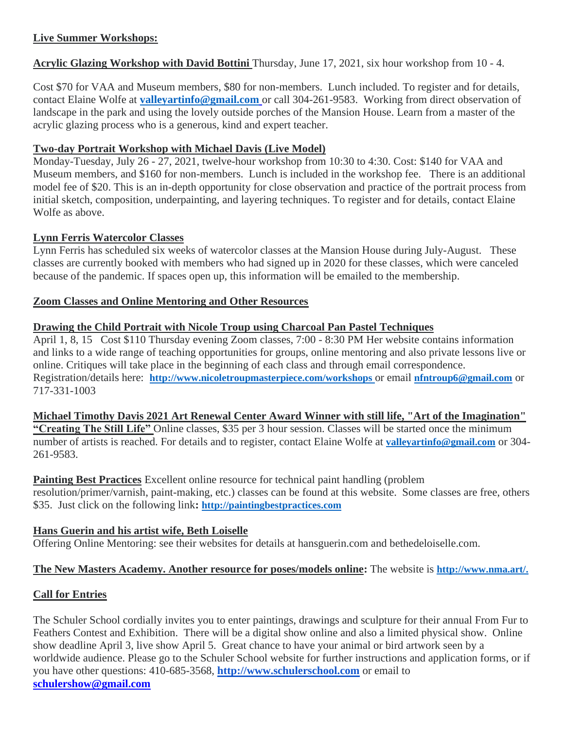## Live Summer Workshops:

**Acrylic Glazing Workshop with David Bottini** Thursday, June 17, 2021, six hour workshop from 10 - 4.

Cost $70 for VAA and Museum members, $80 for non-members. Lunch included. To register and for details, contact Elaine Wolfe at **valleyartinfo@gmail.com** or call 304-261-9583. Working from direct observation of landscape in the park and using the lovely outside porches of the Mansion House. Learn from a master of the acrylic glazing process who is a generous, kind and expert teacher.

**Two-day Portrait Workshop with Michael Davis (Live Model)**
Monday-Tuesday, July 26 - 27, 2021, twelve-hour workshop from 10:30 to 4:30. Cost: $140 for VAA and Museum members, and $160 for non-members. Lunch is included in the workshop fee. There is an additional model fee of $20. This is an in-depth opportunity for close observation and practice of the portrait process from initial sketch, composition, underpainting, and layering techniques. To register and for details, contact Elaine Wolfe as above.

**Lynn Ferris Watercolor Classes**
Lynn Ferris has scheduled six weeks of watercolor classes at the Mansion House during July-August. These classes are currently booked with members who had signed up in 2020 for these classes, which were canceled because of the pandemic. If spaces open up, this information will be emailed to the membership.

## Zoom Classes and Online Mentoring and Other Resources

**Drawing the Child Portrait with Nicole Troup using Charcoal Pan Pastel Techniques**
April 1, 8, 15 Cost $110 Thursday evening Zoom classes, 7:00 - 8:30 PM Her website contains information and links to a wide range of teaching opportunities for groups, online mentoring and also private lessons live or online. Critiques will take place in the beginning of each class and through email correspondence. Registration/details here: **http://www.nicoletroupmasterpiece.com/workshops** or email **nfntroup6@gmail.com** or 717-331-1003

**Michael Timothy Davis 2021 Art Renewal Center Award Winner with still life, "Art of the Imagination"**
**"Creating The Still Life"** Online classes, $35 per 3 hour session. Classes will be started once the minimum number of artists is reached. For details and to register, contact Elaine Wolfe at **valleyartinfo@gmail.com** or 304-261-9583.

**Painting Best Practices** Excellent online resource for technical paint handling (problem resolution/primer/varnish, paint-making, etc.) classes can be found at this website. Some classes are free, others $35. Just click on the following link**:** **http://paintingbestpractices.com**

**Hans Guerin and his artist wife, Beth Loiselle**
Offering Online Mentoring: see their websites for details at hansguerin.com and bethedeloiselle.com.

**The New Masters Academy. Another resource for poses/models online:** The website is **http://www.nma.art/.**

## Call for Entries

The Schuler School cordially invites you to enter paintings, drawings and sculpture for their annual From Fur to Feathers Contest and Exhibition. There will be a digital show online and also a limited physical show. Online show deadline April 3, live show April 5. Great chance to have your animal or bird artwork seen by a worldwide audience. Please go to the Schuler School website for further instructions and application forms, or if you have other questions: 410-685-3568, **http://www.schulerschool.com** or email to **schulershow@gmail.com**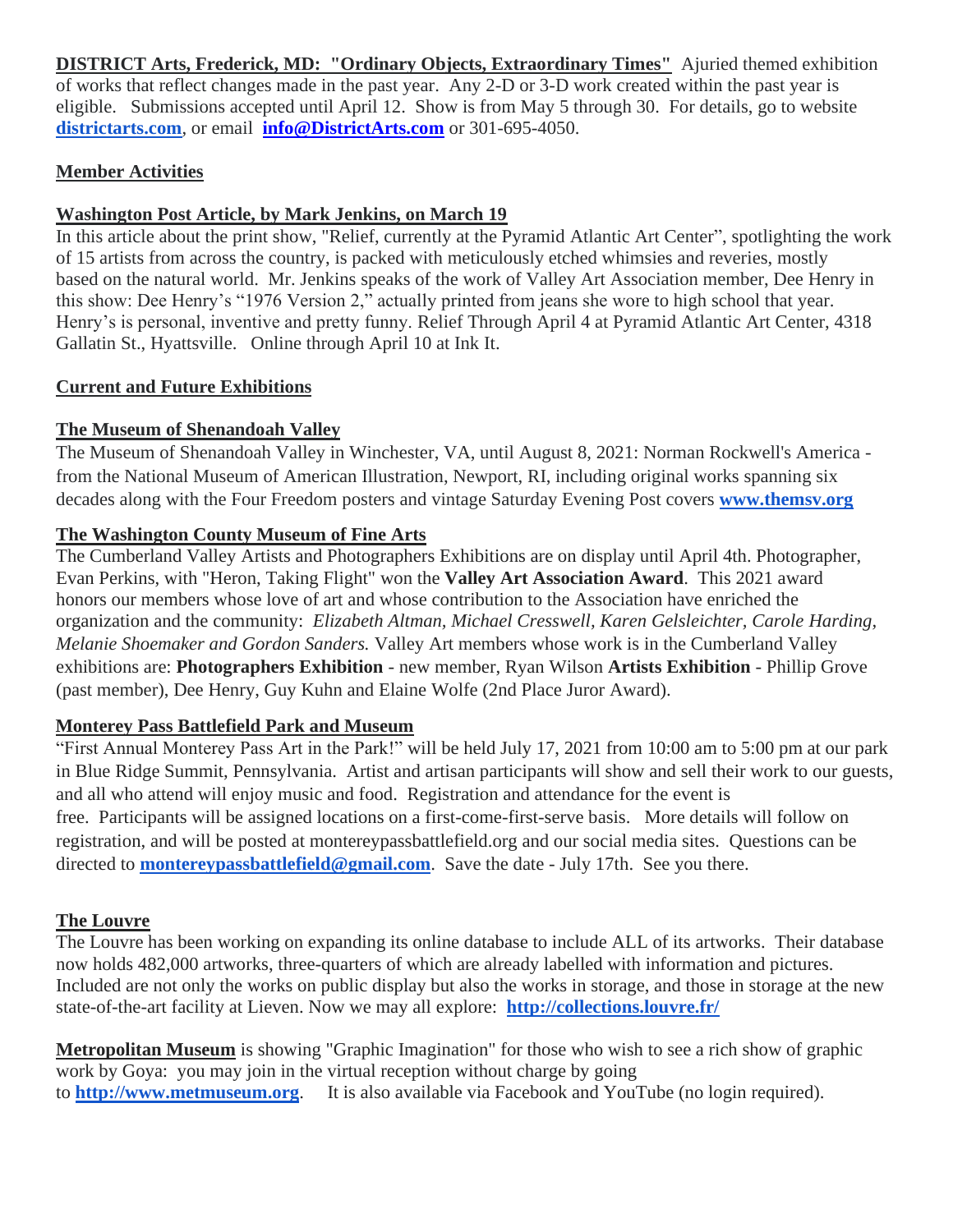**DISTRICT Arts, Frederick, MD: "Ordinary Objects, Extraordinary Times"** Ajuried themed exhibition of works that reflect changes made in the past year. Any 2-D or 3-D work created within the past year is eligible. Submissions accepted until April 12. Show is from May 5 through 30. For details, go to website **districtarts.com**, or email **info@DistrictArts.com** or 301-695-4050.

## Member Activities

### Washington Post Article, by Mark Jenkins, on March 19

In this article about the print show, "Relief, currently at the Pyramid Atlantic Art Center", spotlighting the work of 15 artists from across the country, is packed with meticulously etched whimsies and reveries, mostly based on the natural world. Mr. Jenkins speaks of the work of Valley Art Association member, Dee Henry in this show: Dee Henry's "1976 Version 2," actually printed from jeans she wore to high school that year. Henry's is personal, inventive and pretty funny. Relief Through April 4 at Pyramid Atlantic Art Center, 4318 Gallatin St., Hyattsville. Online through April 10 at Ink It.

## Current and Future Exhibitions

### The Museum of Shenandoah Valley

The Museum of Shenandoah Valley in Winchester, VA, until August 8, 2021: Norman Rockwell's America - from the National Museum of American Illustration, Newport, RI, including original works spanning six decades along with the Four Freedom posters and vintage Saturday Evening Post covers **www.themsv.org**

### The Washington County Museum of Fine Arts

The Cumberland Valley Artists and Photographers Exhibitions are on display until April 4th. Photographer, Evan Perkins, with "Heron, Taking Flight" won the **Valley Art Association Award**. This 2021 award honors our members whose love of art and whose contribution to the Association have enriched the organization and the community: *Elizabeth Altman, Michael Cresswell, Karen Gelsleichter, Carole Harding, Melanie Shoemaker and Gordon Sanders.* Valley Art members whose work is in the Cumberland Valley exhibitions are: **Photographers Exhibition** - new member, Ryan Wilson **Artists Exhibition** - Phillip Grove (past member), Dee Henry, Guy Kuhn and Elaine Wolfe (2nd Place Juror Award).

### Monterey Pass Battlefield Park and Museum

"First Annual Monterey Pass Art in the Park!" will be held July 17, 2021 from 10:00 am to 5:00 pm at our park in Blue Ridge Summit, Pennsylvania. Artist and artisan participants will show and sell their work to our guests, and all who attend will enjoy music and food. Registration and attendance for the event is free. Participants will be assigned locations on a first-come-first-serve basis. More details will follow on registration, and will be posted at montereypassbattlefield.org and our social media sites. Questions can be directed to **montereypassbattlefield@gmail.com**. Save the date - July 17th. See you there.

### The Louvre

The Louvre has been working on expanding its online database to include ALL of its artworks. Their database now holds 482,000 artworks, three-quarters of which are already labelled with information and pictures. Included are not only the works on public display but also the works in storage, and those in storage at the new state-of-the-art facility at Lieven. Now we may all explore: **http://collections.louvre.fr/**

**Metropolitan Museum** is showing "Graphic Imagination" for those who wish to see a rich show of graphic work by Goya: you may join in the virtual reception without charge by going to **http://www.metmuseum.org**. It is also available via Facebook and YouTube (no login required).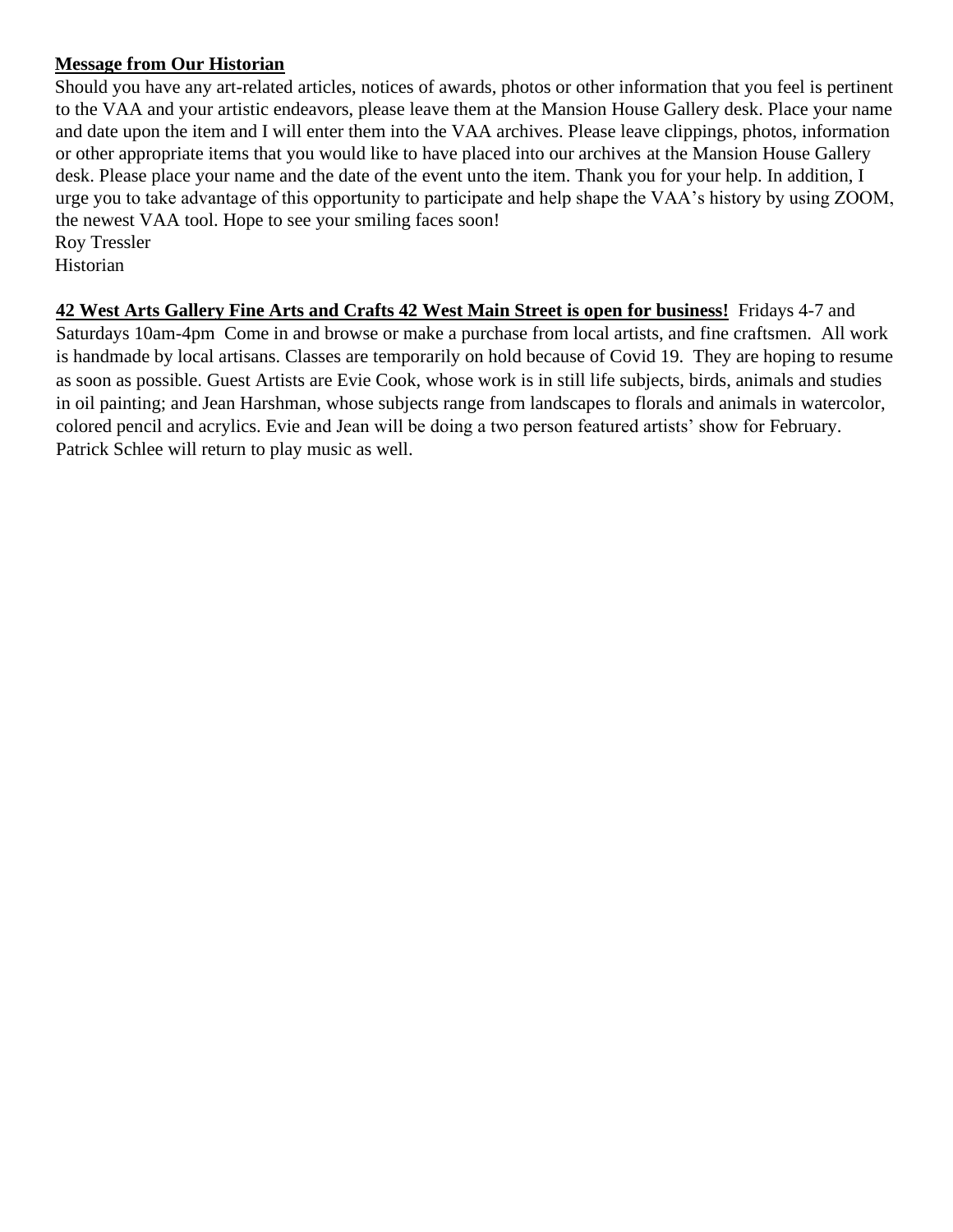**Message from Our Historian**

Should you have any art-related articles, notices of awards, photos or other information that you feel is pertinent to the VAA and your artistic endeavors, please leave them at the Mansion House Gallery desk. Place your name and date upon the item and I will enter them into the VAA archives. Please leave clippings, photos, information or other appropriate items that you would like to have placed into our archives at the Mansion House Gallery desk. Please place your name and the date of the event unto the item. Thank you for your help. In addition, I urge you to take advantage of this opportunity to participate and help shape the VAA's history by using ZOOM, the newest VAA tool. Hope to see your smiling faces soon!

Roy Tressler
Historian

**42 West Arts Gallery Fine Arts and Crafts 42 West Main Street is open for business!** Fridays 4-7 and Saturdays 10am-4pm Come in and browse or make a purchase from local artists, and fine craftsmen. All work is handmade by local artisans. Classes are temporarily on hold because of Covid 19. They are hoping to resume as soon as possible. Guest Artists are Evie Cook, whose work is in still life subjects, birds, animals and studies in oil painting; and Jean Harshman, whose subjects range from landscapes to florals and animals in watercolor, colored pencil and acrylics. Evie and Jean will be doing a two person featured artists' show for February. Patrick Schlee will return to play music as well.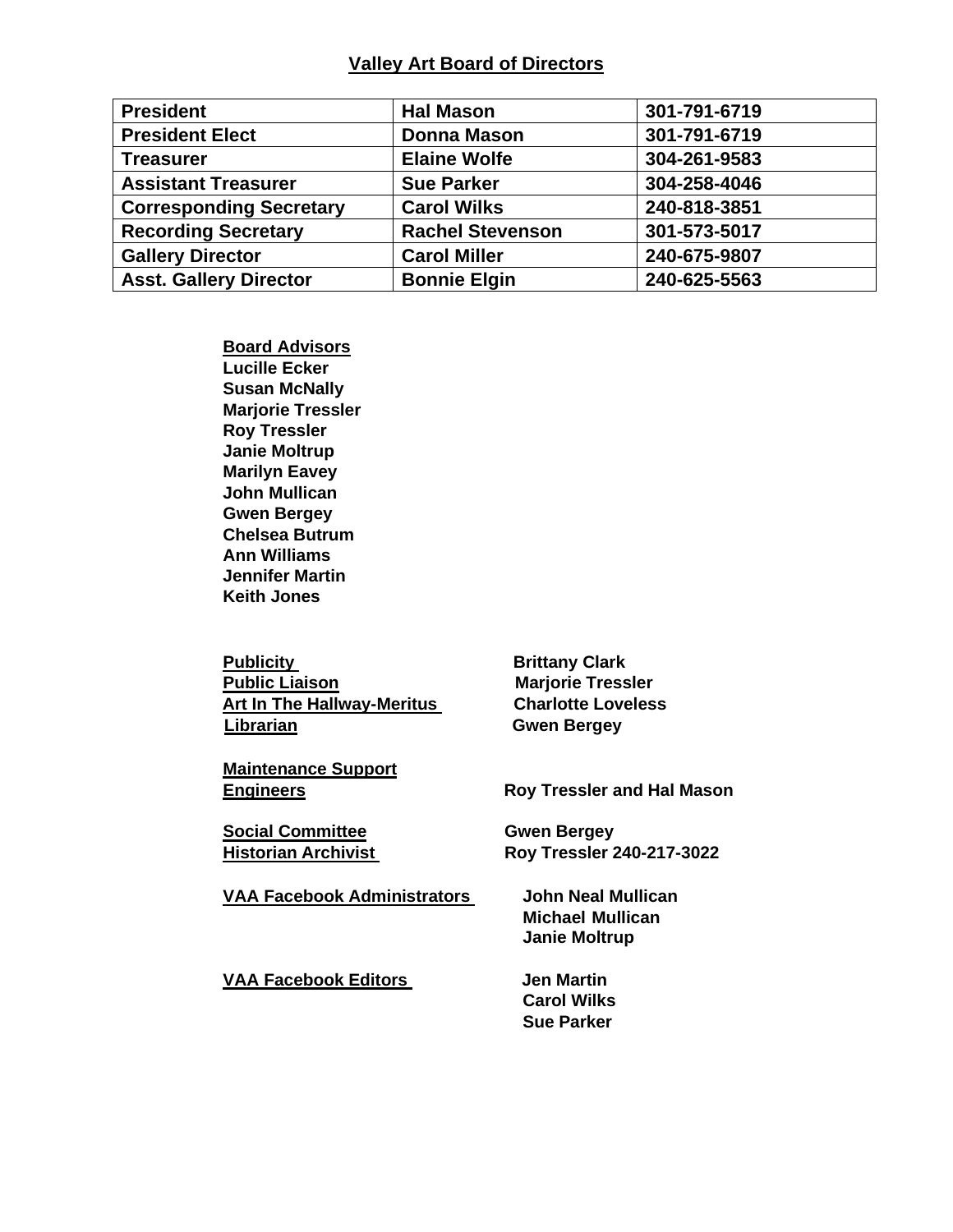## Valley Art Board of Directors

| | | |
|---|---|---|
| **President** | **Hal Mason** | **301-791-6719** |
| **President Elect** | **Donna Mason** | **301-791-6719** |
| **Treasurer** | **Elaine Wolfe** | **304-261-9583** |
| **Assistant Treasurer** | **Sue Parker** | **304-258-4046** |
| **Corresponding Secretary** | **Carol Wilks** | **240-818-3851** |
| **Recording Secretary** | **Rachel Stevenson** | **301-573-5017** |
| **Gallery Director** | **Carol Miller** | **240-675-9807** |
| **Asst. Gallery Director** | **Bonnie Elgin** | **240-625-5563** |

**Board Advisors**
**Lucille Ecker**
**Susan McNally**
**Marjorie Tressler**
**Roy Tressler**
**Janie Moltrup**
**Marilyn Eavey**
**John Mullican**
**Gwen Bergey**
**Chelsea Butrum**
**Ann Williams**
**Jennifer Martin**
**Keith Jones**

**Publicity** — **Brittany Clark**
**Public Liaison** — **Marjorie Tressler**
**Art In The Hallway-Meritus** — **Charlotte Loveless**
**Librarian** — **Gwen Bergey**

**Maintenance Support Engineers** — **Roy Tressler and Hal Mason**

**Social Committee** — **Gwen Bergey**
**Historian Archivist** — **Roy Tressler 240-217-3022**

**VAA Facebook Administrators** — **John Neal Mullican**, **Michael Mullican**, **Janie Moltrup**

**VAA Facebook Editors** — **Jen Martin**, **Carol Wilks**, **Sue Parker**